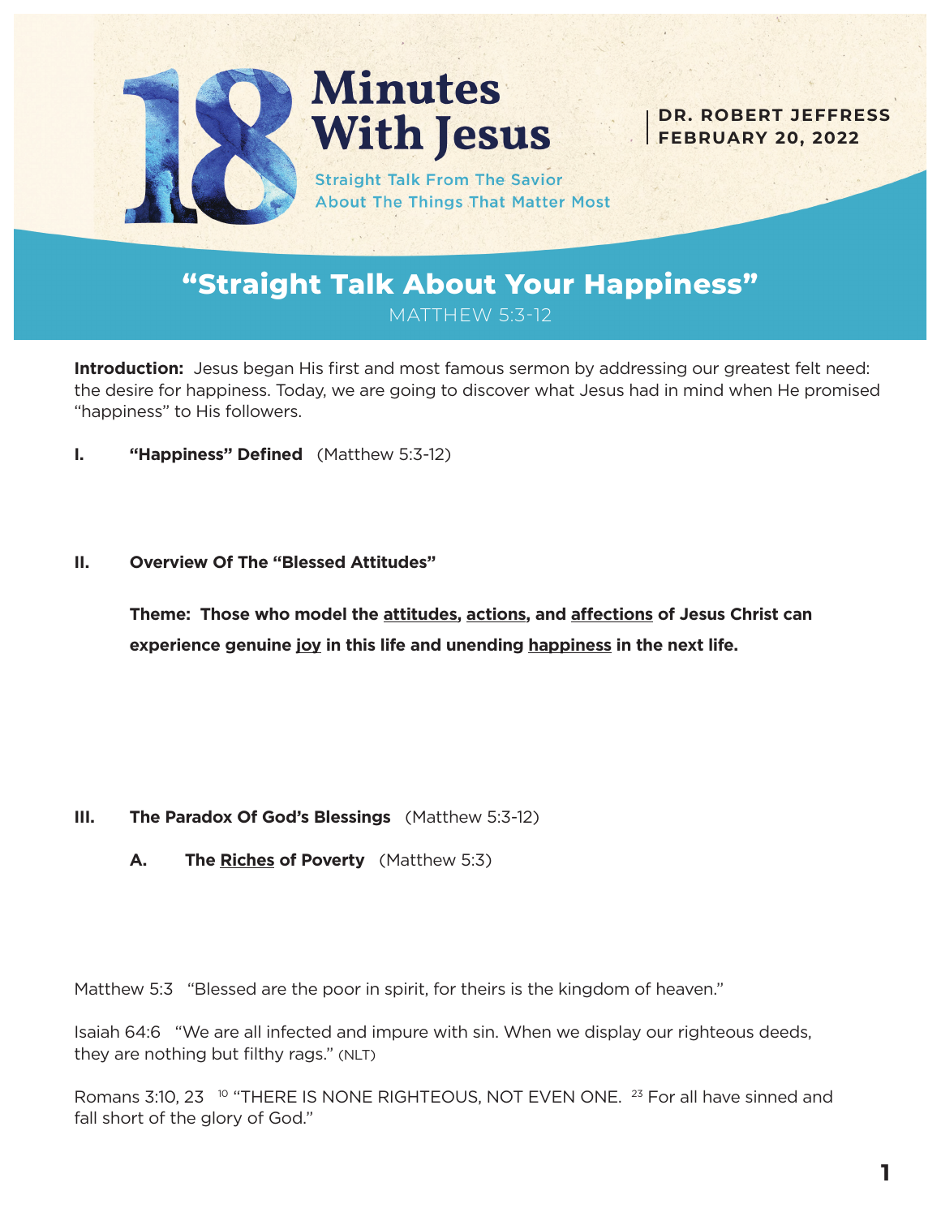# 18 Minutes With Jesus

Straight Talk From The Savior About The Things That Matter Most

**DR. ROBERT JEFFRESS**
**FEBRUARY 20, 2022**

## "Straight Talk About Your Happiness"

MATTHEW 5:3-12

**Introduction:** Jesus began His first and most famous sermon by addressing our greatest felt need: the desire for happiness. Today, we are going to discover what Jesus had in mind when He promised "happiness" to His followers.

**I. "Happiness" Defined** (Matthew 5:3-12)

**II. Overview Of The "Blessed Attitudes"**

**Theme: Those who model the <u>attitudes</u>, <u>actions</u>, and <u>affections</u> of Jesus Christ can experience genuine <u>joy</u> in this life and unending <u>happiness</u> in the next life.**

**III. The Paradox Of God's Blessings** (Matthew 5:3-12)

**A. The <u>Riches</u> of Poverty** (Matthew 5:3)

Matthew 5:3 "Blessed are the poor in spirit, for theirs is the kingdom of heaven."

Isaiah 64:6 "We are all infected and impure with sin. When we display our righteous deeds, they are nothing but filthy rags." (NLT)

Romans 3:10, 23 [10] "THERE IS NONE RIGHTEOUS, NOT EVEN ONE. [23] For all have sinned and fall short of the glory of God."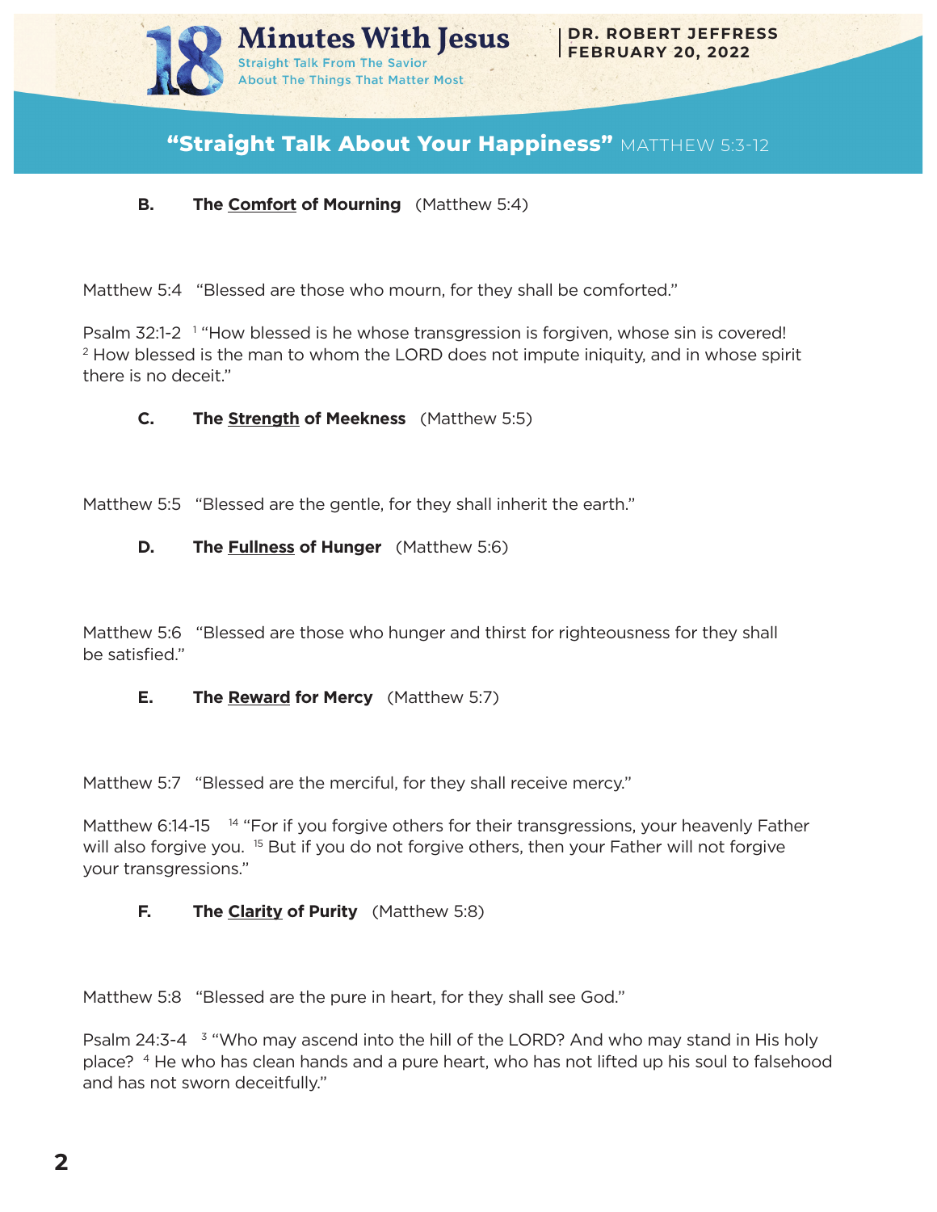**B. The <u>Comfort</u> of Mourning** (Matthew 5:4)

Matthew 5:4 "Blessed are those who mourn, for they shall be comforted."

Psalm 32:1-2 [1] "How blessed is he whose transgression is forgiven, whose sin is covered! [2] How blessed is the man to whom the LORD does not impute iniquity, and in whose spirit there is no deceit."

**C. The <u>Strength</u> of Meekness** (Matthew 5:5)

Matthew 5:5 "Blessed are the gentle, for they shall inherit the earth."

**D. The <u>Fullness</u> of Hunger** (Matthew 5:6)

Matthew 5:6 "Blessed are those who hunger and thirst for righteousness for they shall be satisfied."

**E. The <u>Reward</u> for Mercy** (Matthew 5:7)

Matthew 5:7 "Blessed are the merciful, for they shall receive mercy."

Matthew 6:14-15 [14] "For if you forgive others for their transgressions, your heavenly Father will also forgive you. [15] But if you do not forgive others, then your Father will not forgive your transgressions."

**F. The <u>Clarity</u> of Purity** (Matthew 5:8)

Matthew 5:8 "Blessed are the pure in heart, for they shall see God."

Psalm 24:3-4 [3] "Who may ascend into the hill of the LORD? And who may stand in His holy place? [4] He who has clean hands and a pure heart, who has not lifted up his soul to falsehood and has not sworn deceitfully."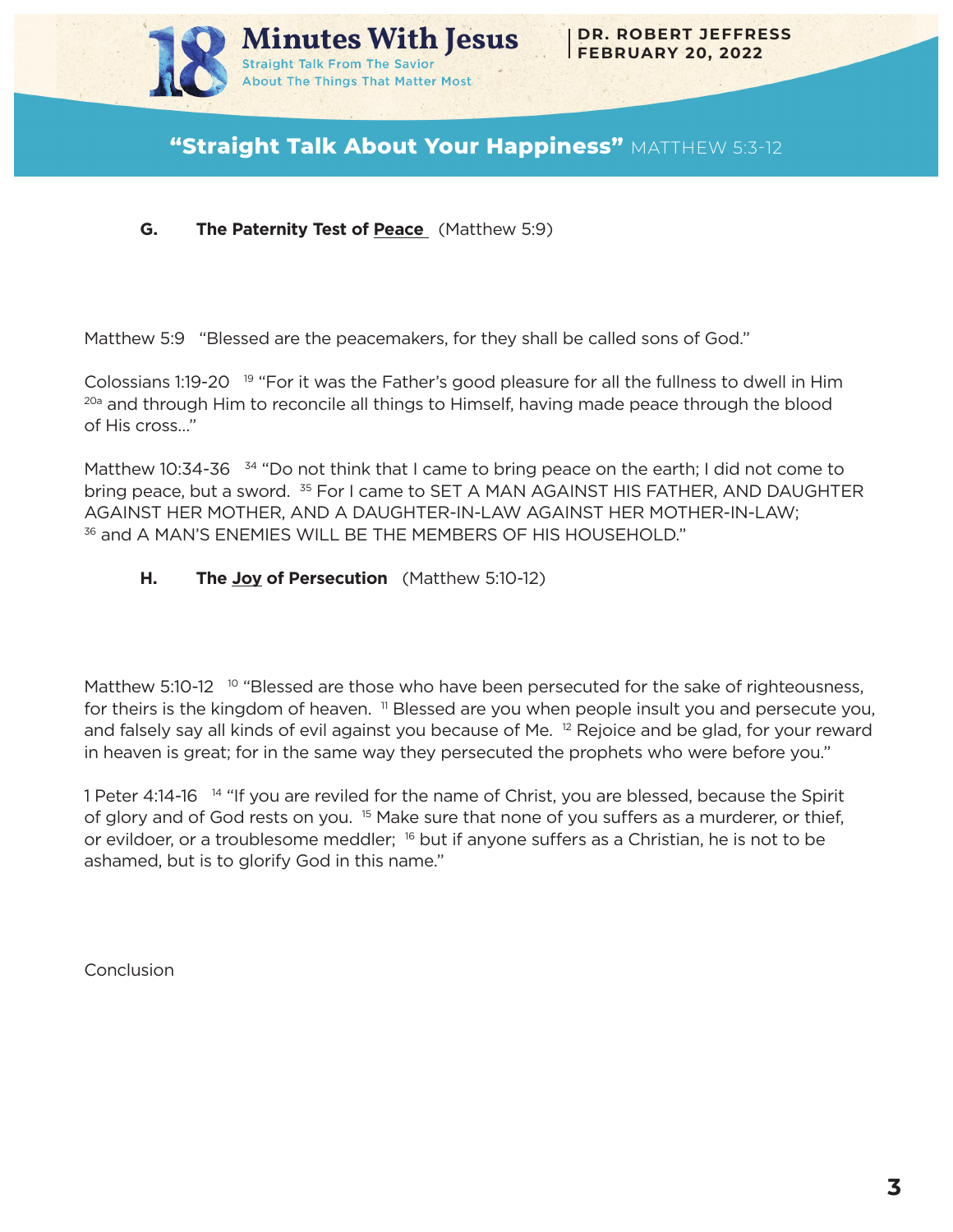**G. The Paternity Test of Peace** (Matthew 5:9)

Matthew 5:9 "Blessed are the peacemakers, for they shall be called sons of God."

Colossians 1:19-20 [19] "For it was the Father's good pleasure for all the fullness to dwell in Him [20a] and through Him to reconcile all things to Himself, having made peace through the blood of His cross..."

Matthew 10:34-36 [34] "Do not think that I came to bring peace on the earth; I did not come to bring peace, but a sword. [35] For I came to SET A MAN AGAINST HIS FATHER, AND DAUGHTER AGAINST HER MOTHER, AND A DAUGHTER-IN-LAW AGAINST HER MOTHER-IN-LAW; [36] and A MAN'S ENEMIES WILL BE THE MEMBERS OF HIS HOUSEHOLD."

**H. The Joy of Persecution** (Matthew 5:10-12)

Matthew 5:10-12 [10] "Blessed are those who have been persecuted for the sake of righteousness, for theirs is the kingdom of heaven. [11] Blessed are you when people insult you and persecute you, and falsely say all kinds of evil against you because of Me. [12] Rejoice and be glad, for your reward in heaven is great; for in the same way they persecuted the prophets who were before you."

1 Peter 4:14-16 [14] "If you are reviled for the name of Christ, you are blessed, because the Spirit of glory and of God rests on you. [15] Make sure that none of you suffers as a murderer, or thief, or evildoer, or a troublesome meddler; [16] but if anyone suffers as a Christian, he is not to be ashamed, but is to glorify God in this name."

Conclusion